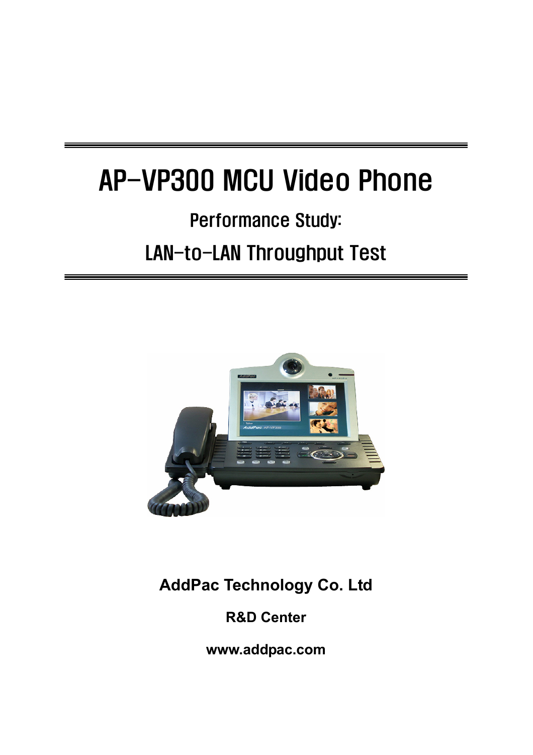# AP-VP300 MCU Video Phone

## Performance Study:

## LAN-to-LAN Throughput Test

**AddPac Technology Co. Ltd**

**R&D Center**

**www.addpac.com**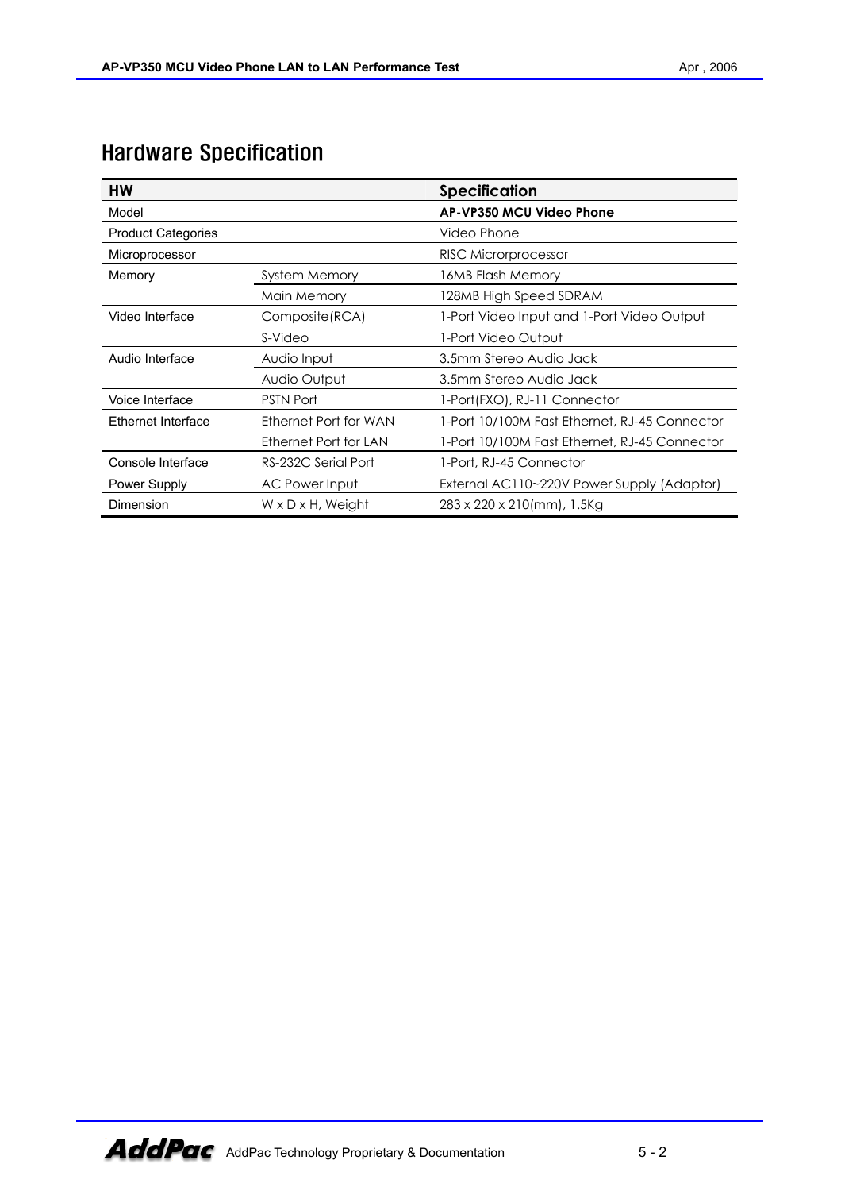# Hardware Specification

| HW | | Specification |
|---|---|---|
| Model | | **AP-VP350 MCU Video Phone** |
| Product Categories | | Video Phone |
| Microprocessor | | RISC Microrprocessor |
| Memory | System Memory | 16MB Flash Memory |
| | Main Memory | 128MB High Speed SDRAM |
| Video Interface | Composite(RCA) | 1-Port Video Input and 1-Port Video Output |
| | S-Video | 1-Port Video Output |
| Audio Interface | Audio Input | 3.5mm Stereo Audio Jack |
| | Audio Output | 3.5mm Stereo Audio Jack |
| Voice Interface | PSTN Port | 1-Port(FXO), RJ-11 Connector |
| Ethernet Interface | Ethernet Port for WAN | 1-Port 10/100M Fast Ethernet, RJ-45 Connector |
| | Ethernet Port for LAN | 1-Port 10/100M Fast Ethernet, RJ-45 Connector |
| Console Interface | RS-232C Serial Port | 1-Port, RJ-45 Connector |
| Power Supply | AC Power Input | External AC110~220V Power Supply (Adaptor) |
| Dimension | W x D x H, Weight | 283 x 220 x 210(mm), 1.5Kg |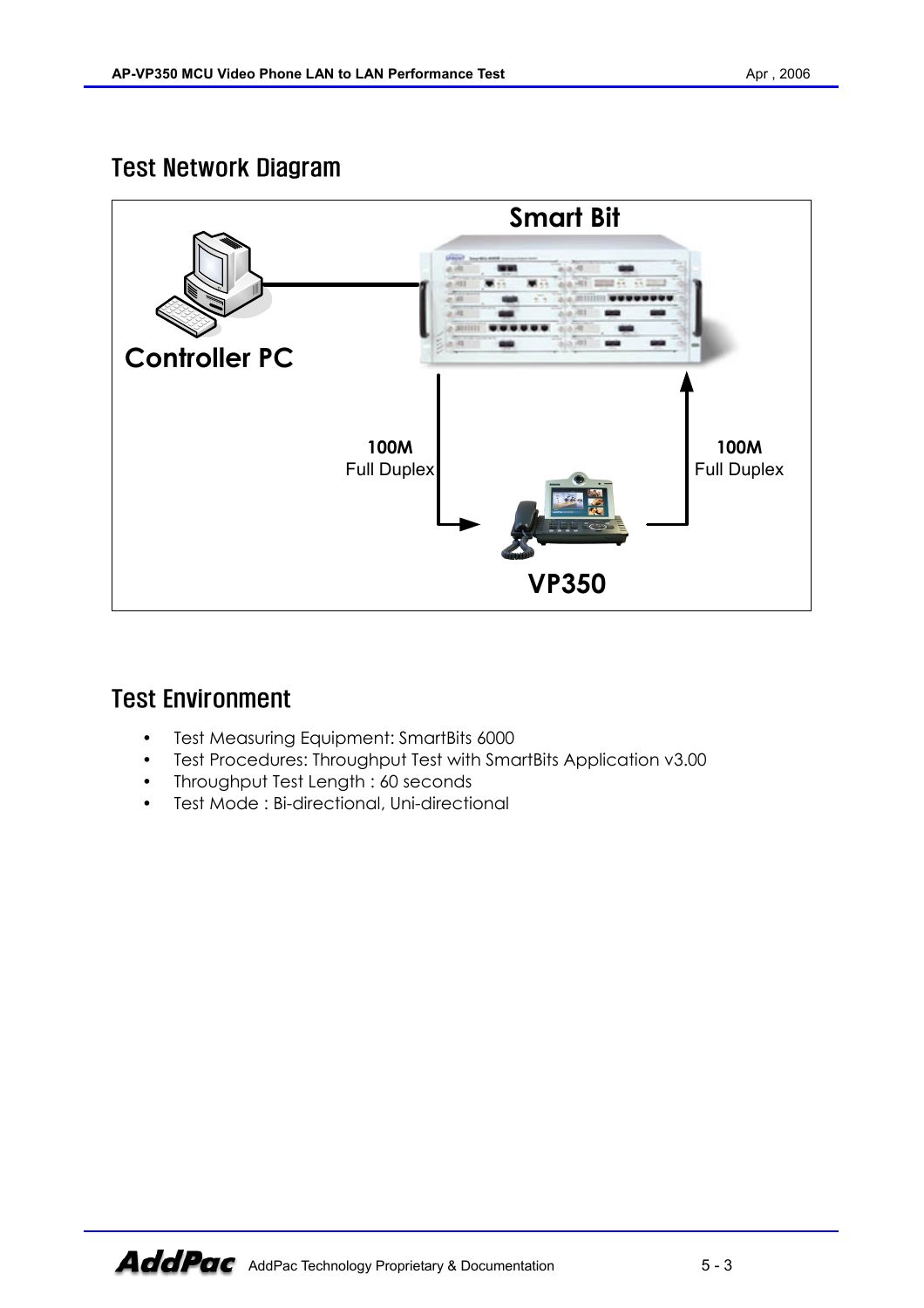## Test Network Diagram

Smart Bit

Controller PC

100M
Full Duplex

100M
Full Duplex

VP350

## Test Environment

- Test Measuring Equipment: SmartBits 6000
- Test Procedures: Throughput Test with SmartBits Application v3.00
- Throughput Test Length : 60 seconds
- Test Mode : Bi-directional, Uni-directional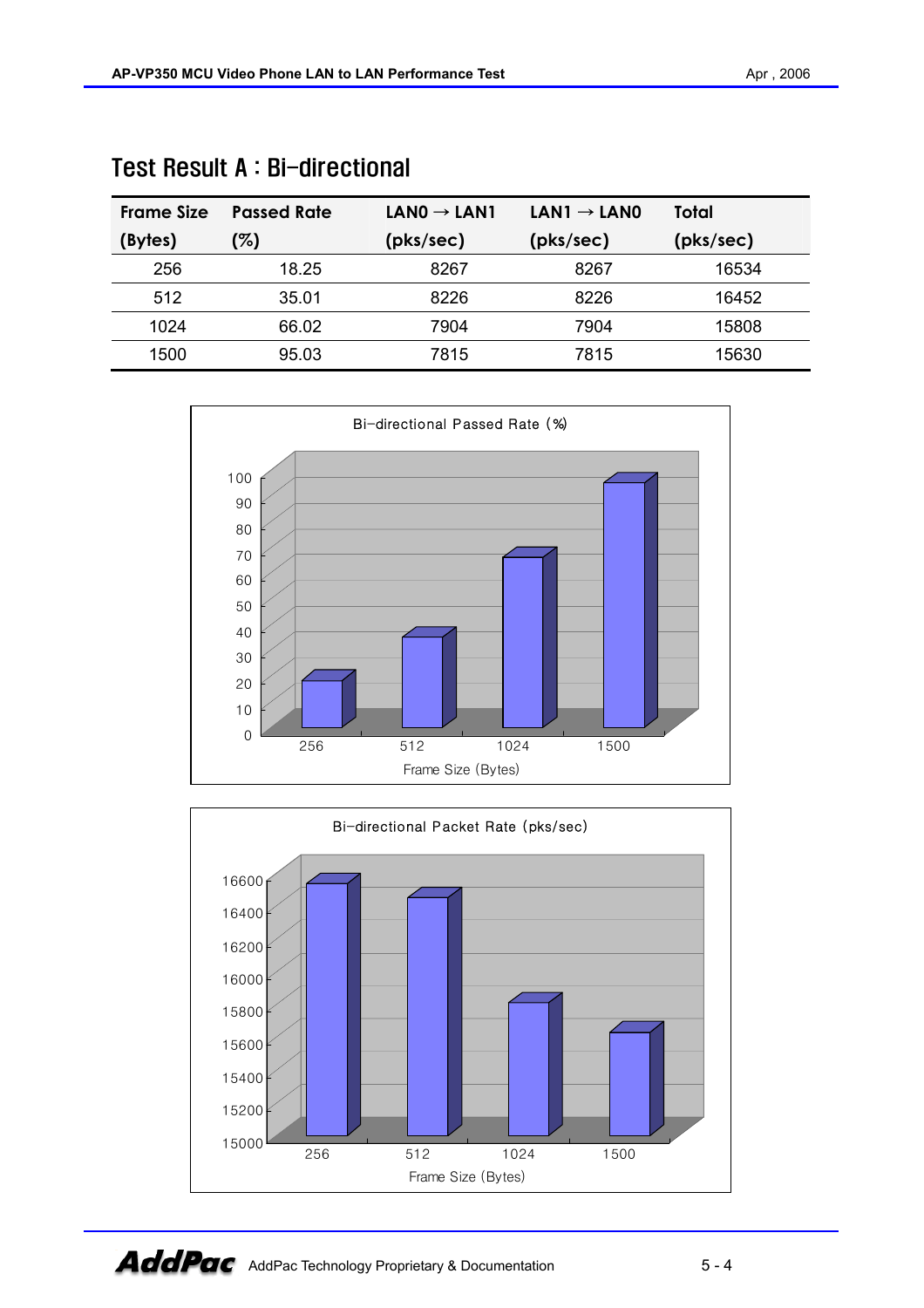## Test Result A : Bi-directional

| Frame Size (Bytes) | Passed Rate (%) | LAN0 → LAN1 (pks/sec) | LAN1 → LAN0 (pks/sec) | Total (pks/sec) |
|---|---|---|---|---|
| 256 | 18.25 | 8267 | 8267 | 16534 |
| 512 | 35.01 | 8226 | 8226 | 16452 |
| 1024 | 66.02 | 7904 | 7904 | 15808 |
| 1500 | 95.03 | 7815 | 7815 | 15630 |

Bi-directional Passed Rate (%)

Frame Size (Bytes)

Bi-directional Packet Rate (pks/sec)

Frame Size (Bytes)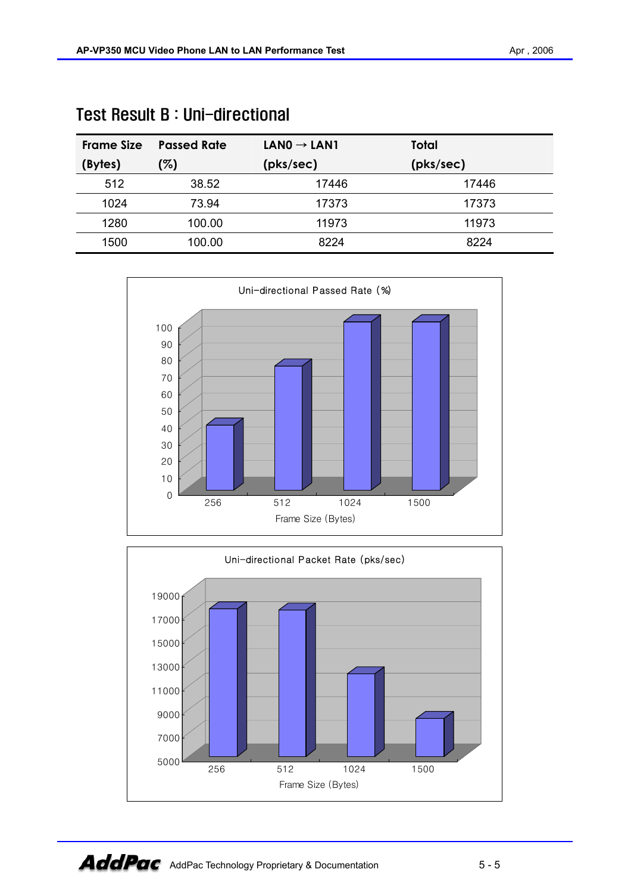## Test Result B : Uni-directional

| Frame Size (Bytes) | Passed Rate (%) | LAN0 → LAN1 (pks/sec) | Total (pks/sec) |
|---|---|---|---|
| 512 | 38.52 | 17446 | 17446 |
| 1024 | 73.94 | 17373 | 17373 |
| 1280 | 100.00 | 11973 | 11973 |
| 1500 | 100.00 | 8224 | 8224 |

Uni-directional Passed Rate (%)

100
90
80
70
60
50
40
30
20
10
0

256 512 1024 1500

Frame Size (Bytes)

Uni-directional Packet Rate (pks/sec)

19000
17000
15000
13000
11000
9000
7000
5000

256 512 1024 1500

Frame Size (Bytes)